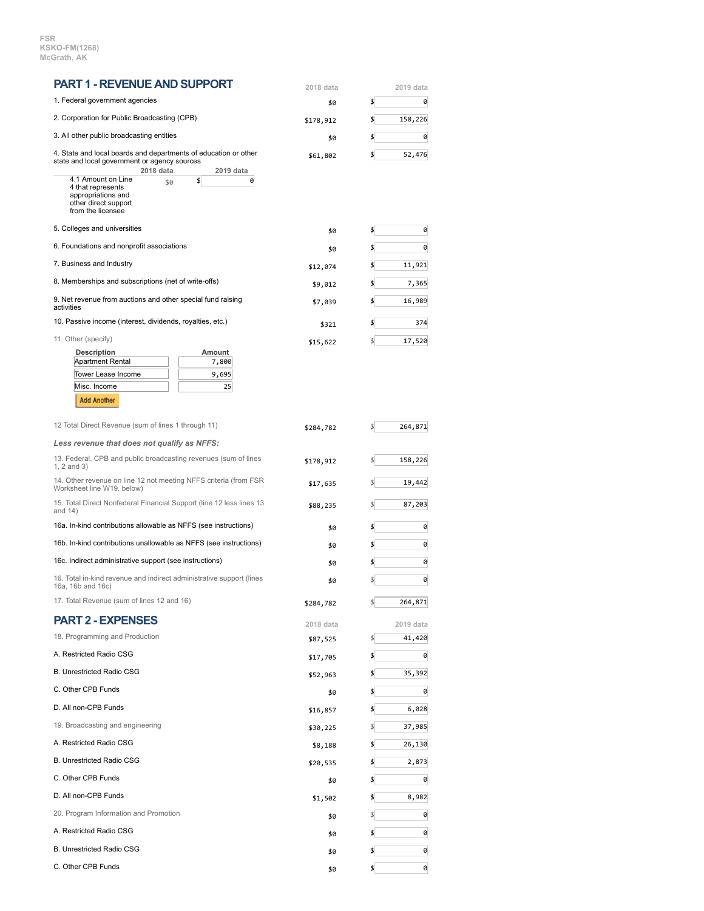FSR
KSKO-FM(1268)
McGrath, AK

## PART 1 - REVENUE AND SUPPORT

| | 2018 data | 2019 data |
|---|---|---|
| 1. Federal government agencies | $0 | $ 0 |
| 2. Corporation for Public Broadcasting (CPB) | $178,912 | $ 158,226 |
| 3. All other public broadcasting entities | $0 | $ 0 |
| 4. State and local boards and departments of education or other state and local government or agency sources | $61,802 | $ 52,476 |
| 4.1 Amount on Line 4 that represents appropriations and other direct support from the licensee | $0 | $ 0 |
| 5. Colleges and universities | $0 | $ 0 |
| 6. Foundations and nonprofit associations | $0 | $ 0 |
| 7. Business and Industry | $12,074 | $ 11,921 |
| 8. Memberships and subscriptions (net of write-offs) | $9,012 | $ 7,365 |
| 9. Net revenue from auctions and other special fund raising activities | $7,039 | $ 16,989 |
| 10. Passive income (interest, dividends, royalties, etc.) | $321 | $ 374 |
| 11. Other (specify) | $15,622 | $ 17,520 |

| Description | Amount |
|---|---|
| Apartment Rental | 7,800 |
| Tower Lease Income | 9,695 |
| Misc. Income | 25 |

Add Another

| | 2018 data | 2019 data |
|---|---|---|
| 12 Total Direct Revenue (sum of lines 1 through 11) | $284,782 | $ 264,871 |
| ***Less revenue that does not qualify as NFFS:*** | | |
| 13. Federal, CPB and public broadcasting revenues (sum of lines 1, 2 and 3) | $178,912 | $ 158,226 |
| 14. Other revenue on line 12 not meeting NFFS criteria (from FSR Worksheet line W19. below) | $17,635 | $ 19,442 |
| 15. Total Direct Nonfederal Financial Support (line 12 less lines 13 and 14) | $88,235 | $ 87,203 |
| 16a. In-kind contributions allowable as NFFS (see instructions) | $0 | $ 0 |
| 16b. In-kind contributions unallowable as NFFS (see instructions) | $0 | $ 0 |
| 16c. Indirect administrative support (see instructions) | $0 | $ 0 |
| 16. Total in-kind revenue and indirect administrative support (lines 16a, 16b and 16c) | $0 | $ 0 |
| 17. Total Revenue (sum of lines 12 and 16) | $284,782 | $ 264,871 |

## PART 2 - EXPENSES

| | 2018 data | 2019 data |
|---|---|---|
| 18. Programming and Production | $87,525 | $ 41,420 |
| A. Restricted Radio CSG | $17,705 | $ 0 |
| B. Unrestricted Radio CSG | $52,963 | $ 35,392 |
| C. Other CPB Funds | $0 | $ 0 |
| D. All non-CPB Funds | $16,857 | $ 6,028 |
| 19. Broadcasting and engineering | $30,225 | $ 37,985 |
| A. Restricted Radio CSG | $8,188 | $ 26,130 |
| B. Unrestricted Radio CSG | $20,535 | $ 2,873 |
| C. Other CPB Funds | $0 | $ 0 |
| D. All non-CPB Funds | $1,502 | $ 8,982 |
| 20. Program Information and Promotion | $0 | $ 0 |
| A. Restricted Radio CSG | $0 | $ 0 |
| B. Unrestricted Radio CSG | $0 | $ 0 |
| C. Other CPB Funds | $0 | $ 0 |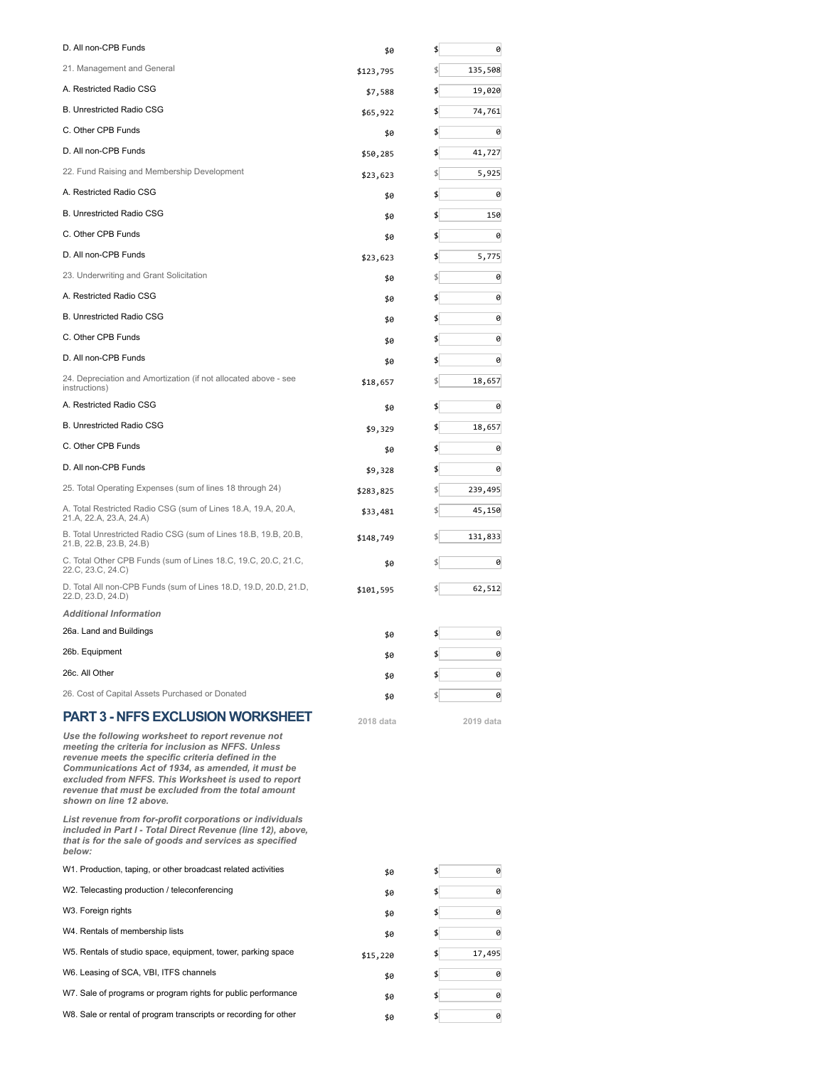| | 2018 data | 2019 data |
|---|---|---|
| D. All non-CPB Funds | $0 | $ 0 |
| 21. Management and General | $123,795 | $ 135,508 |
| A. Restricted Radio CSG | $7,588 | $ 19,020 |
| B. Unrestricted Radio CSG | $65,922 | $ 74,761 |
| C. Other CPB Funds | $0 | $ 0 |
| D. All non-CPB Funds | $50,285 | $ 41,727 |
| 22. Fund Raising and Membership Development | $23,623 | $ 5,925 |
| A. Restricted Radio CSG | $0 | $ 0 |
| B. Unrestricted Radio CSG | $0 | $ 150 |
| C. Other CPB Funds | $0 | $ 0 |
| D. All non-CPB Funds | $23,623 | $ 5,775 |
| 23. Underwriting and Grant Solicitation | $0 | $ 0 |
| A. Restricted Radio CSG | $0 | $ 0 |
| B. Unrestricted Radio CSG | $0 | $ 0 |
| C. Other CPB Funds | $0 | $ 0 |
| D. All non-CPB Funds | $0 | $ 0 |
| 24. Depreciation and Amortization (if not allocated above - see instructions) | $18,657 | $ 18,657 |
| A. Restricted Radio CSG | $0 | $ 0 |
| B. Unrestricted Radio CSG | $9,329 | $ 18,657 |
| C. Other CPB Funds | $0 | $ 0 |
| D. All non-CPB Funds | $9,328 | $ 0 |
| 25. Total Operating Expenses (sum of lines 18 through 24) | $283,825 | $ 239,495 |
| A. Total Restricted Radio CSG (sum of Lines 18.A, 19.A, 20.A, 21.A, 22.A, 23.A, 24.A) | $33,481 | $ 45,150 |
| B. Total Unrestricted Radio CSG (sum of Lines 18.B, 19.B, 20.B, 21.B, 22.B, 23.B, 24.B) | $148,749 | $ 131,833 |
| C. Total Other CPB Funds (sum of Lines 18.C, 19.C, 20.C, 21.C, 22.C, 23.C, 24.C) | $0 | $ 0 |
| D. Total All non-CPB Funds (sum of Lines 18.D, 19.D, 20.D, 21.D, 22.D, 23.D, 24.D) | $101,595 | $ 62,512 |
| ***Additional Information*** | | |
| 26a. Land and Buildings | $0 | $ 0 |
| 26b. Equipment | $0 | $ 0 |
| 26c. All Other | $0 | $ 0 |
| 26. Cost of Capital Assets Purchased or Donated | $0 | $ 0 |

## PART 3 - NFFS EXCLUSION WORKSHEET

***Use the following worksheet to report revenue not meeting the criteria for inclusion as NFFS. Unless revenue meets the specific criteria defined in the Communications Act of 1934, as amended, it must be excluded from NFFS. This Worksheet is used to report revenue that must be excluded from the total amount shown on line 12 above.***

***List revenue from for-profit corporations or individuals included in Part I - Total Direct Revenue (line 12), above, that is for the sale of goods and services as specified below:***

| | 2018 data | 2019 data |
|---|---|---|
| W1. Production, taping, or other broadcast related activities | $0 | $ 0 |
| W2. Telecasting production / teleconferencing | $0 | $ 0 |
| W3. Foreign rights | $0 | $ 0 |
| W4. Rentals of membership lists | $0 | $ 0 |
| W5. Rentals of studio space, equipment, tower, parking space | $15,220 | $ 17,495 |
| W6. Leasing of SCA, VBI, ITFS channels | $0 | $ 0 |
| W7. Sale of programs or program rights for public performance | $0 | $ 0 |
| W8. Sale or rental of program transcripts or recording for other | $0 | $ 0 |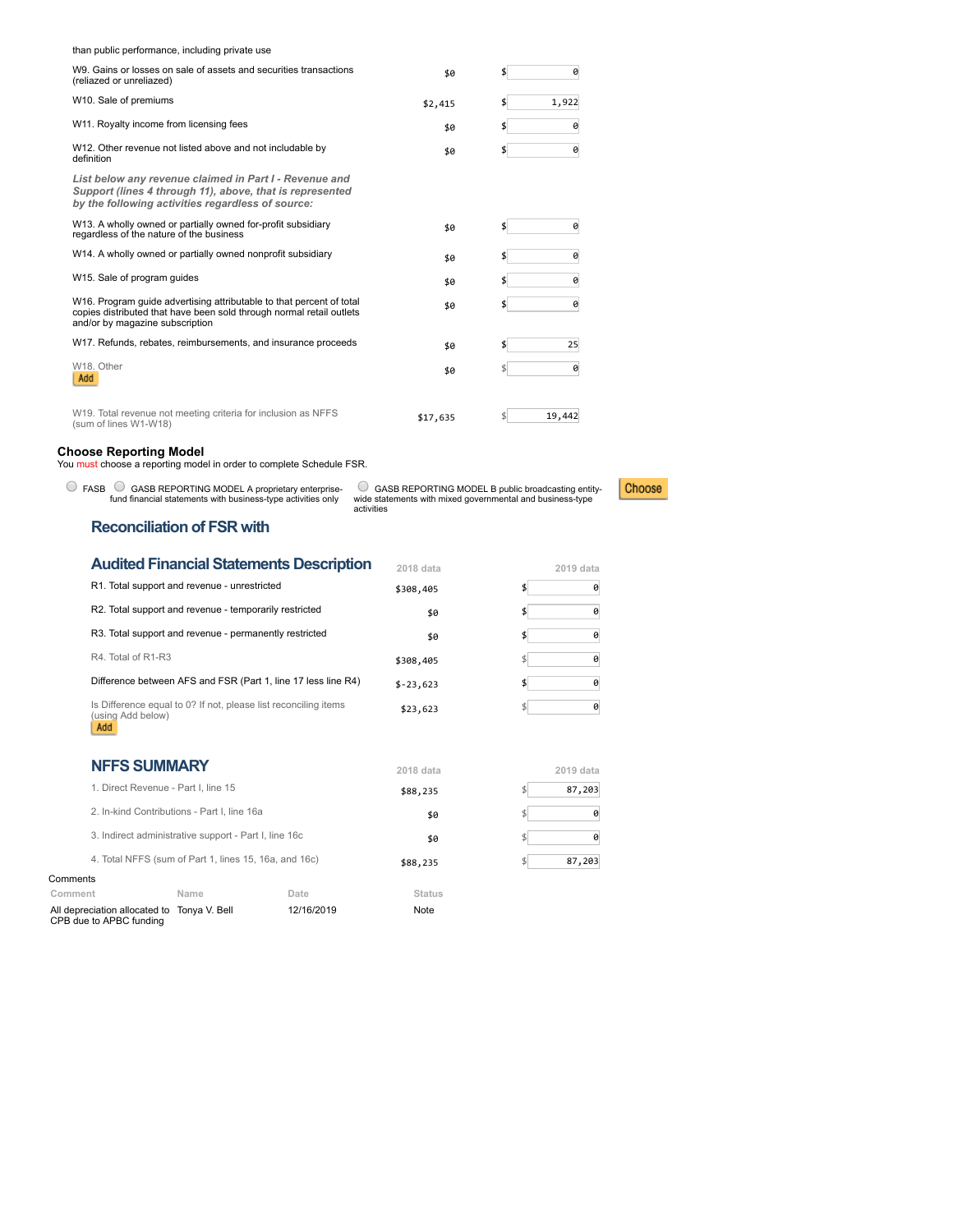than public performance, including private use

| | | |
|---|---|---|
| W9. Gains or losses on sale of assets and securities transactions (reliazed or unrealized) | $0 | $ 0 |
| W10. Sale of premiums | $2,415 | $ 1,922 |
| W11. Royalty income from licensing fees | $0 | $ 0 |
| W12. Other revenue not listed above and not includable by definition | $0 | $ 0 |
| *List below any revenue claimed in Part I - Revenue and Support (lines 4 through 11), above, that is represented by the following activities regardless of source:* | | |
| W13. A wholly owned or partially owned for-profit subsidiary regardless of the nature of the business | $0 | $ 0 |
| W14. A wholly owned or partially owned nonprofit subsidiary | $0 | $ 0 |
| W15. Sale of program guides | $0 | $ 0 |
| W16. Program guide advertising attributable to that percent of total copies distributed that have been sold through normal retail outlets and/or by magazine subscription | $0 | $ 0 |
| W17. Refunds, rebates, reimbursements, and insurance proceeds | $0 | $ 25 |
| W18. Other Add | $0 | $ 0 |
| W19. Total revenue not meeting criteria for inclusion as NFFS (sum of lines W1-W18) | $17,635 | $ 19,442 |

**Choose Reporting Model**

You must choose a reporting model in order to complete Schedule FSR.

FASB | GASB REPORTING MODEL A proprietary enterprise-fund financial statements with business-type activities only | GASB REPORTING MODEL B public broadcasting entity-wide statements with mixed governmental and business-type activities | Choose

## Reconciliation of FSR with Audited Financial Statements Description

| Audited Financial Statements Description | 2018 data | 2019 data |
|---|---|---|
| R1. Total support and revenue - unrestricted | $308,405 | $ 0 |
| R2. Total support and revenue - temporarily restricted | $0 | $ 0 |
| R3. Total support and revenue - permanently restricted | $0 | $ 0 |
| R4. Total of R1-R3 | $308,405 | $ 0 |
| Difference between AFS and FSR (Part 1, line 17 less line R4) | $-23,623 | $ 0 |
| Is Difference equal to 0? If not, please list reconciling items (using Add below) Add | $23,623 | $ 0 |

## NFFS SUMMARY

| | 2018 data | 2019 data |
|---|---|---|
| 1. Direct Revenue - Part I, line 15 | $88,235 | $ 87,203 |
| 2. In-kind Contributions - Part I, line 16a | $0 | $ 0 |
| 3. Indirect administrative support - Part I, line 16c | $0 | $ 0 |
| 4. Total NFFS (sum of Part 1, lines 15, 16a, and 16c) | $88,235 | $ 87,203 |

Comments

| Comment | Name | Date | Status |
|---|---|---|---|
| All depreciation allocated to CPB due to APBC funding | Tonya V. Bell | 12/16/2019 | Note |